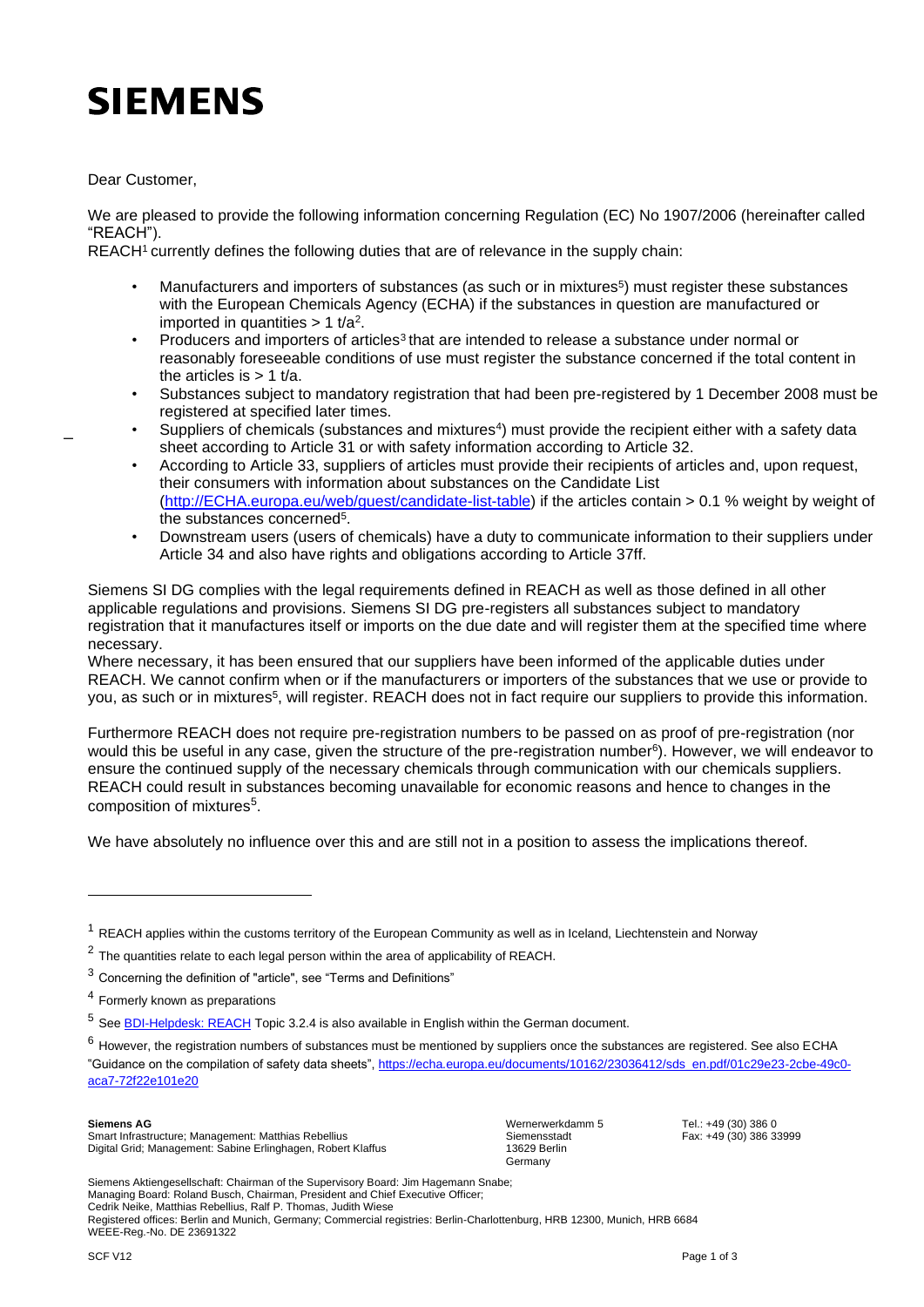# SIEMENS

Dear Customer,

We are pleased to provide the following information concerning Regulation (EC) No 1907/2006 (hereinafter called "REACH").

REACH[1] currently defines the following duties that are of relevance in the supply chain:

- Manufacturers and importers of substances (as such or in mixtures[5]) must register these substances with the European Chemicals Agency (ECHA) if the substances in question are manufactured or imported in quantities > 1 t/a[2].
- Producers and importers of articles[3] that are intended to release a substance under normal or reasonably foreseeable conditions of use must register the substance concerned if the total content in the articles is > 1 t/a.
- Substances subject to mandatory registration that had been pre-registered by 1 December 2008 must be registered at specified later times.
- Suppliers of chemicals (substances and mixtures[4]) must provide the recipient either with a safety data sheet according to Article 31 or with safety information according to Article 32.
- According to Article 33, suppliers of articles must provide their recipients of articles and, upon request, their consumers with information about substances on the Candidate List (http://ECHA.europa.eu/web/guest/candidate-list-table) if the articles contain > 0.1 % weight by weight of the substances concerned[5].
- Downstream users (users of chemicals) have a duty to communicate information to their suppliers under Article 34 and also have rights and obligations according to Article 37ff.

Siemens SI DG complies with the legal requirements defined in REACH as well as those defined in all other applicable regulations and provisions. Siemens SI DG pre-registers all substances subject to mandatory registration that it manufactures itself or imports on the due date and will register them at the specified time where necessary.

Where necessary, it has been ensured that our suppliers have been informed of the applicable duties under REACH. We cannot confirm when or if the manufacturers or importers of the substances that we use or provide to you, as such or in mixtures[5], will register. REACH does not in fact require our suppliers to provide this information.

Furthermore REACH does not require pre-registration numbers to be passed on as proof of pre-registration (nor would this be useful in any case, given the structure of the pre-registration number[6]). However, we will endeavor to ensure the continued supply of the necessary chemicals through communication with our chemicals suppliers. REACH could result in substances becoming unavailable for economic reasons and hence to changes in the composition of mixtures[5].

We have absolutely no influence over this and are still not in a position to assess the implications thereof.

---

[1] REACH applies within the customs territory of the European Community as well as in Iceland, Liechtenstein and Norway

[2] The quantities relate to each legal person within the area of applicability of REACH.

[3] Concerning the definition of "article", see "Terms and Definitions"

[4] Formerly known as preparations

[5] See BDI-Helpdesk: REACH Topic 3.2.4 is also available in English within the German document.

[6] However, the registration numbers of substances must be mentioned by suppliers once the substances are registered. See also ECHA "Guidance on the compilation of safety data sheets", https://echa.europa.eu/documents/10162/23036412/sds_en.pdf/01c29e23-2cbe-49c0-aca7-72f22e101e20

**Siemens AG**
Smart Infrastructure; Management: Matthias Rebellius
Digital Grid; Management: Sabine Erlinghagen, Robert Klaffus

Wernerwerkdamm 5
Siemensstadt
13629 Berlin
Germany

Tel.: +49 (30) 386 0
Fax: +49 (30) 386 33999

Siemens Aktiengesellschaft: Chairman of the Supervisory Board: Jim Hagemann Snabe;
Managing Board: Roland Busch, Chairman, President and Chief Executive Officer;
Cedrik Neike, Matthias Rebellius, Ralf P. Thomas, Judith Wiese
Registered offices: Berlin and Munich, Germany; Commercial registries: Berlin-Charlottenburg, HRB 12300, Munich, HRB 6684
WEEE-Reg.-No. DE 23691322

SCF V12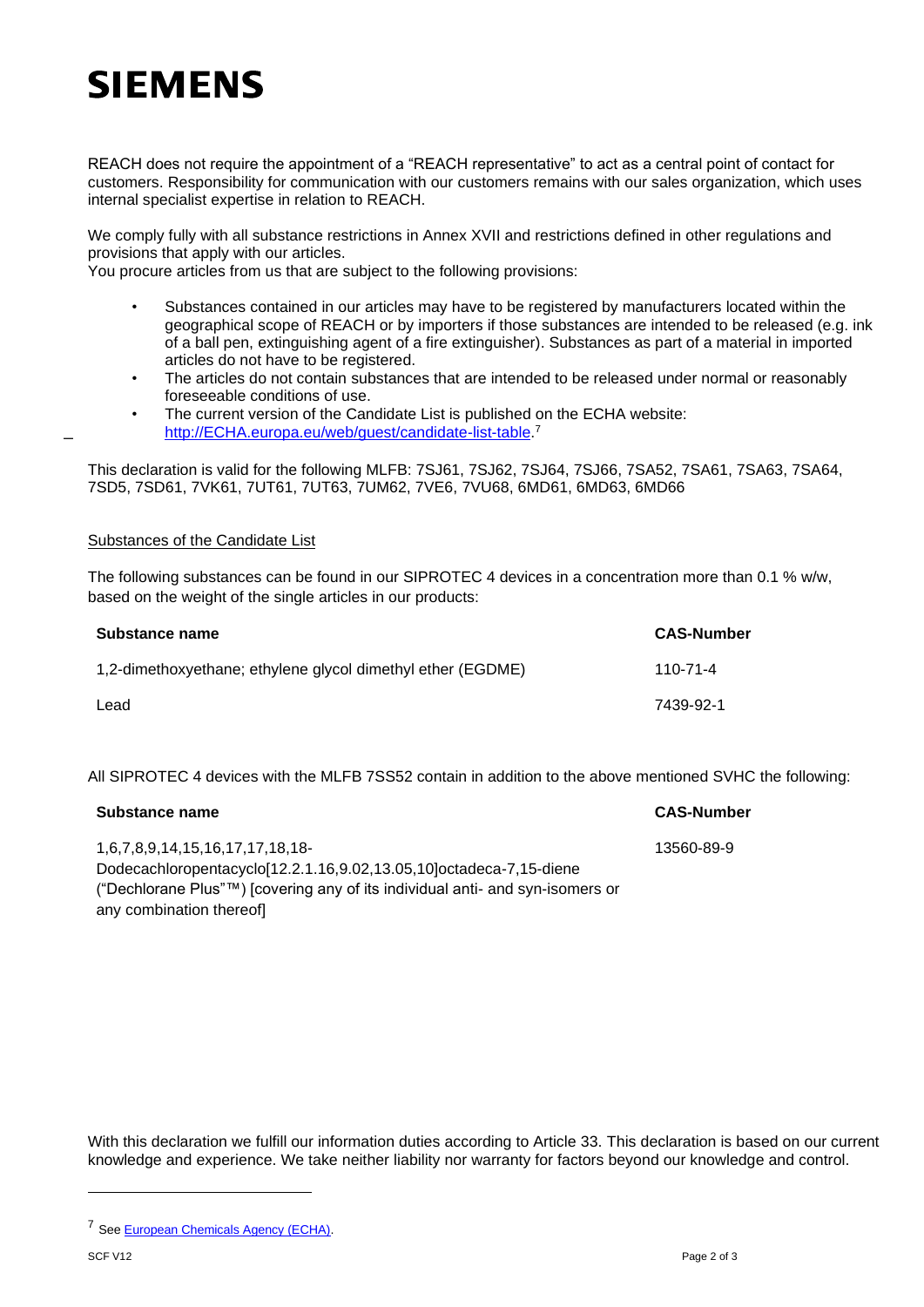REACH does not require the appointment of a "REACH representative" to act as a central point of contact for customers. Responsibility for communication with our customers remains with our sales organization, which uses internal specialist expertise in relation to REACH.

We comply fully with all substance restrictions in Annex XVII and restrictions defined in other regulations and provisions that apply with our articles.
You procure articles from us that are subject to the following provisions:

- Substances contained in our articles may have to be registered by manufacturers located within the geographical scope of REACH or by importers if those substances are intended to be released (e.g. ink of a ball pen, extinguishing agent of a fire extinguisher). Substances as part of a material in imported articles do not have to be registered.
- The articles do not contain substances that are intended to be released under normal or reasonably foreseeable conditions of use.
- The current version of the Candidate List is published on the ECHA website: http://ECHA.europa.eu/web/guest/candidate-list-table.[7]

This declaration is valid for the following MLFB: 7SJ61, 7SJ62, 7SJ64, 7SJ66, 7SA52, 7SA61, 7SA63, 7SA64, 7SD5, 7SD61, 7VK61, 7UT61, 7UT63, 7UM62, 7VE6, 7VU68, 6MD61, 6MD63, 6MD66

Substances of the Candidate List

The following substances can be found in our SIPROTEC 4 devices in a concentration more than 0.1 % w/w, based on the weight of the single articles in our products:

| Substance name | CAS-Number |
| --- | --- |
| 1,2-dimethoxyethane; ethylene glycol dimethyl ether (EGDME) | 110-71-4 |
| Lead | 7439-92-1 |

All SIPROTEC 4 devices with the MLFB 7SS52 contain in addition to the above mentioned SVHC the following:

| Substance name | CAS-Number |
| --- | --- |
| 1,6,7,8,9,14,15,16,17,17,18,18-Dodecachloropentacyclo[12.2.1.16,9.02,13.05,10]octadeca-7,15-diene ("Dechlorane Plus"™) [covering any of its individual anti- and syn-isomers or any combination thereof] | 13560-89-9 |

With this declaration we fulfill our information duties according to Article 33. This declaration is based on our current knowledge and experience. We take neither liability nor warranty for factors beyond our knowledge and control.

[7] See European Chemicals Agency (ECHA).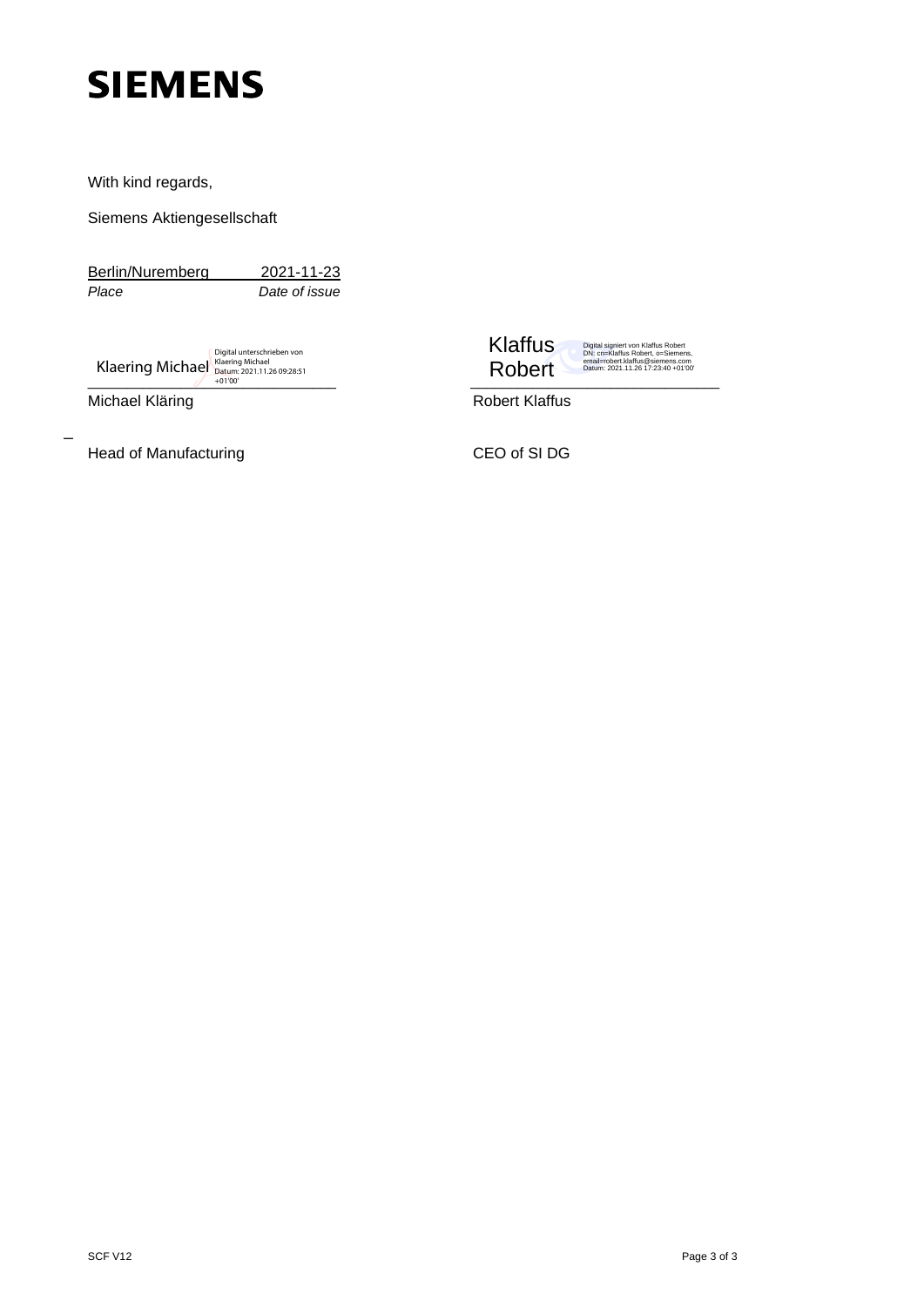**SIEMENS**

With kind regards,

Siemens Aktiengesellschaft

| | |
|---|---|
| Berlin/Nuremberg | 2021-11-23 |
| *Place* | *Date of issue* |

Klaering Michael — Digital unterschrieben von Klaering Michael Datum: 2021.11.26 09:28:51 +01'00'

Klaffus Robert — Digital signiert von Klaffus Robert DN: cn=Klaffus Robert, o=Siemens, email=robert.klaffus@siemens.com Datum: 2021.11.26 17:23:40 +01'00'

| | |
|---|---|
| Michael Kläring | Robert Klaffus |
| Head of Manufacturing | CEO of SI DG |

SCF V12